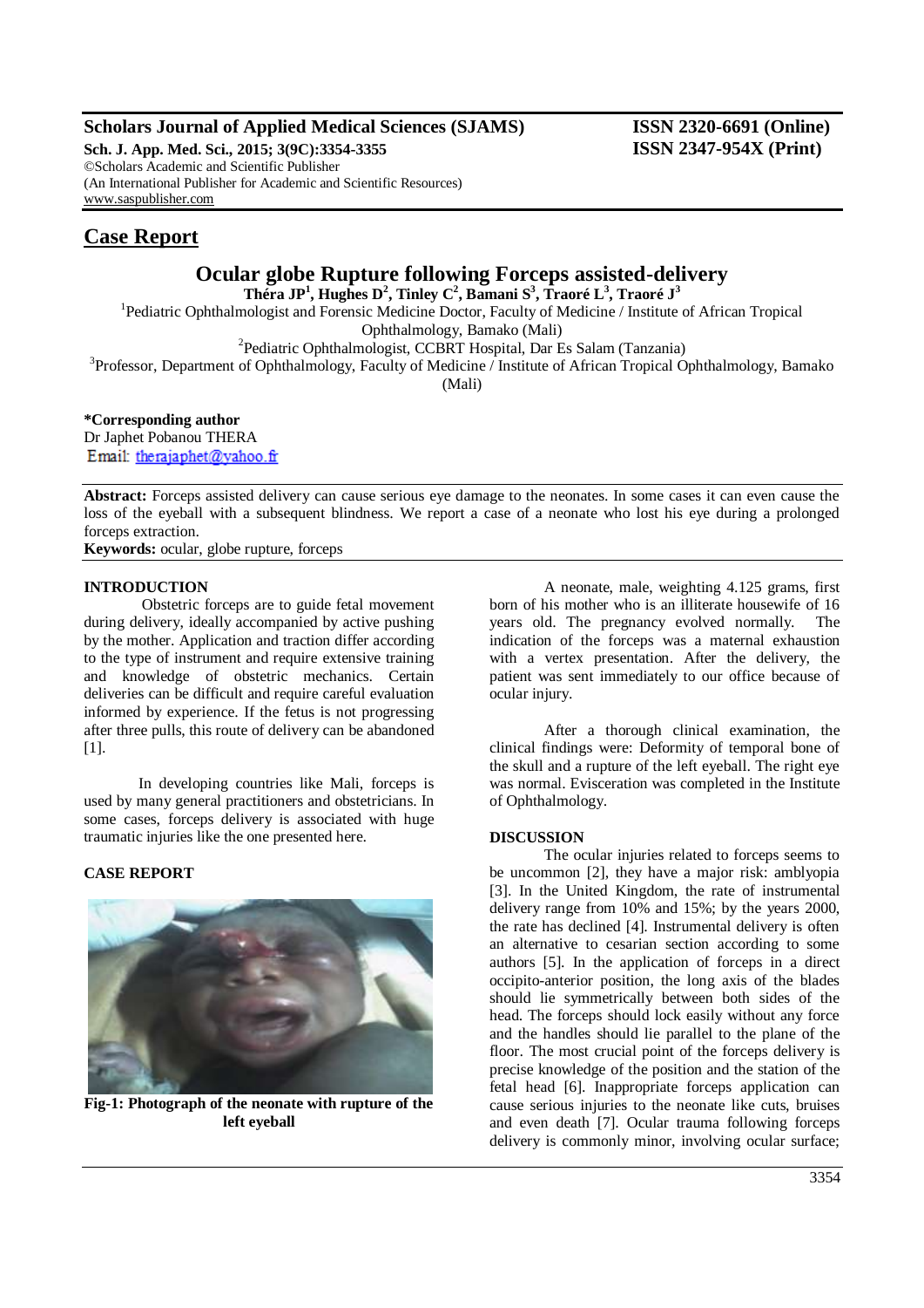Scholars Journal of Applied Medical Sciences (SJAMS)
Sch. J. App. Med. Sci., 2015; 3(9C):3354-3355
©Scholars Academic and Scientific Publisher
(An International Publisher for Academic and Scientific Resources)
www.saspublisher.com

ISSN 2320-6691 (Online)
ISSN 2347-954X (Print)

## Case Report

# Ocular globe Rupture following Forceps assisted-delivery

**Théra JP[1], Hughes D[2], Tinley C[2], Bamani S[3], Traoré L[3], Traoré J[3]**

[1]Pediatric Ophthalmologist and Forensic Medicine Doctor, Faculty of Medicine / Institute of African Tropical Ophthalmology, Bamako (Mali)

[2]Pediatric Ophthalmologist, CCBRT Hospital, Dar Es Salam (Tanzania)

[3]Professor, Department of Ophthalmology, Faculty of Medicine / Institute of African Tropical Ophthalmology, Bamako (Mali)

**\*Corresponding author**
Dr Japhet Pobanou THERA
Email: therajaphet@yahoo.fr

**Abstract:** Forceps assisted delivery can cause serious eye damage to the neonates. In some cases it can even cause the loss of the eyeball with a subsequent blindness. We report a case of a neonate who lost his eye during a prolonged forceps extraction.

**Keywords:** ocular, globe rupture, forceps

## INTRODUCTION

Obstetric forceps are to guide fetal movement during delivery, ideally accompanied by active pushing by the mother. Application and traction differ according to the type of instrument and require extensive training and knowledge of obstetric mechanics. Certain deliveries can be difficult and require careful evaluation informed by experience. If the fetus is not progressing after three pulls, this route of delivery can be abandoned [1].

In developing countries like Mali, forceps is used by many general practitioners and obstetricians. In some cases, forceps delivery is associated with huge traumatic injuries like the one presented here.

## CASE REPORT

**Fig-1: Photograph of the neonate with rupture of the left eyeball**

A neonate, male, weighting 4.125 grams, first born of his mother who is an illiterate housewife of 16 years old. The pregnancy evolved normally. The indication of the forceps was a maternal exhaustion with a vertex presentation. After the delivery, the patient was sent immediately to our office because of ocular injury.

After a thorough clinical examination, the clinical findings were: Deformity of temporal bone of the skull and a rupture of the left eyeball. The right eye was normal. Evisceration was completed in the Institute of Ophthalmology.

## DISCUSSION

The ocular injuries related to forceps seems to be uncommon [2], they have a major risk: amblyopia [3]. In the United Kingdom, the rate of instrumental delivery range from 10% and 15%; by the years 2000, the rate has declined [4]. Instrumental delivery is often an alternative to cesarian section according to some authors [5]. In the application of forceps in a direct occipito-anterior position, the long axis of the blades should lie symmetrically between both sides of the head. The forceps should lock easily without any force and the handles should lie parallel to the plane of the floor. The most crucial point of the forceps delivery is precise knowledge of the position and the station of the fetal head [6]. Inappropriate forceps application can cause serious injuries to the neonate like cuts, bruises and even death [7]. Ocular trauma following forceps delivery is commonly minor, involving ocular surface;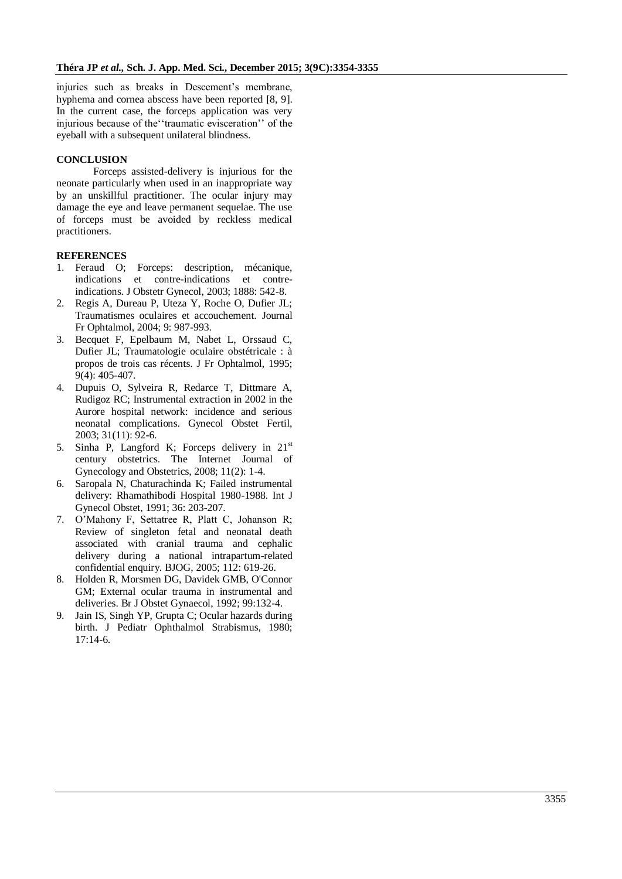injuries such as breaks in Descement's membrane, hyphema and cornea abscess have been reported [8, 9]. In the current case, the forceps application was very injurious because of the''traumatic evisceration'' of the eyeball with a subsequent unilateral blindness.

## CONCLUSION

Forceps assisted-delivery is injurious for the neonate particularly when used in an inappropriate way by an unskillful practitioner. The ocular injury may damage the eye and leave permanent sequelae. The use of forceps must be avoided by reckless medical practitioners.

## REFERENCES

1. Feraud O; Forceps: description, mécanique, indications et contre-indications et contre-indications. J Obstetr Gynecol, 2003; 1888: 542-8.
2. Regis A, Dureau P, Uteza Y, Roche O, Dufier JL; Traumatismes oculaires et accouchement. Journal Fr Ophtalmol, 2004; 9: 987-993.
3. Becquet F, Epelbaum M, Nabet L, Orssaud C, Dufier JL; Traumatologie oculaire obstétricale : à propos de trois cas récents. J Fr Ophtalmol, 1995; 9(4): 405-407.
4. Dupuis O, Sylveira R, Redarce T, Dittmare A, Rudigoz RC; Instrumental extraction in 2002 in the Aurore hospital network: incidence and serious neonatal complications. Gynecol Obstet Fertil, 2003; 31(11): 92-6.
5. Sinha P, Langford K; Forceps delivery in 21st century obstetrics. The Internet Journal of Gynecology and Obstetrics, 2008; 11(2): 1-4.
6. Saropala N, Chaturachinda K; Failed instrumental delivery: Rhamathibodi Hospital 1980-1988. Int J Gynecol Obstet, 1991; 36: 203-207.
7. O'Mahony F, Settatree R, Platt C, Johanson R; Review of singleton fetal and neonatal death associated with cranial trauma and cephalic delivery during a national intrapartum-related confidential enquiry. BJOG, 2005; 112: 619-26.
8. Holden R, Morsmen DG, Davidek GMB, O'Connor GM; External ocular trauma in instrumental and deliveries. Br J Obstet Gynaecol, 1992; 99:132-4.
9. Jain IS, Singh YP, Grupta C; Ocular hazards during birth. J Pediatr Ophthalmol Strabismus, 1980; 17:14-6.